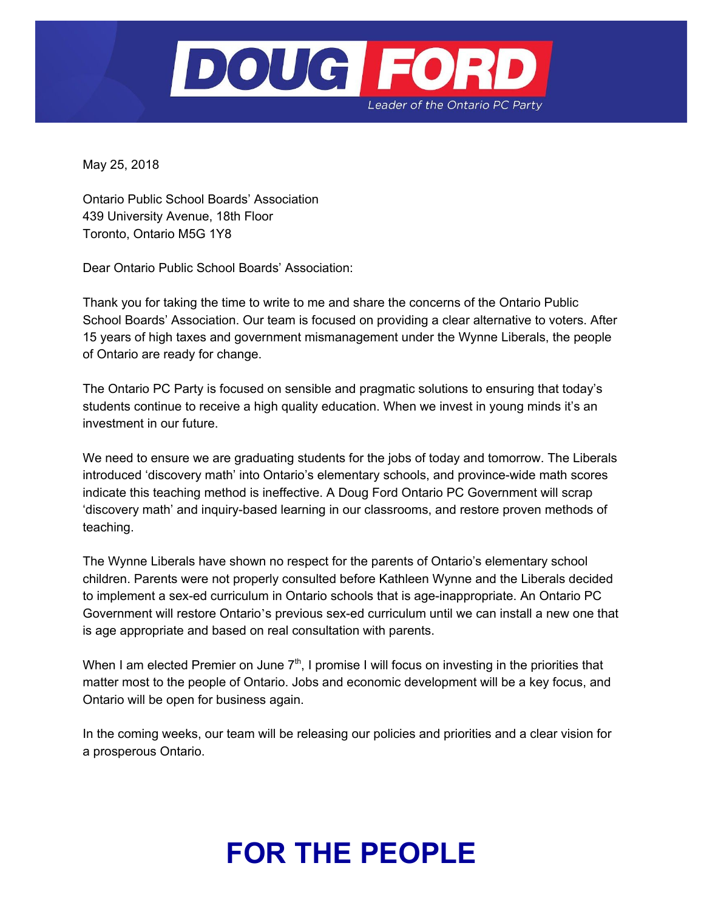# DOUG FORD

*Leader of the Ontario PC Party*

May 25, 2018

Ontario Public School Boards' Association
439 University Avenue, 18th Floor
Toronto, Ontario M5G 1Y8

Dear Ontario Public School Boards' Association:

Thank you for taking the time to write to me and share the concerns of the Ontario Public School Boards' Association. Our team is focused on providing a clear alternative to voters. After 15 years of high taxes and government mismanagement under the Wynne Liberals, the people of Ontario are ready for change.

The Ontario PC Party is focused on sensible and pragmatic solutions to ensuring that today's students continue to receive a high quality education. When we invest in young minds it's an investment in our future.

We need to ensure we are graduating students for the jobs of today and tomorrow. The Liberals introduced 'discovery math' into Ontario's elementary schools, and province-wide math scores indicate this teaching method is ineffective. A Doug Ford Ontario PC Government will scrap 'discovery math' and inquiry-based learning in our classrooms, and restore proven methods of teaching.

The Wynne Liberals have shown no respect for the parents of Ontario's elementary school children. Parents were not properly consulted before Kathleen Wynne and the Liberals decided to implement a sex-ed curriculum in Ontario schools that is age-inappropriate. An Ontario PC Government will restore Ontario's previous sex-ed curriculum until we can install a new one that is age appropriate and based on real consultation with parents.

When I am elected Premier on June 7th, I promise I will focus on investing in the priorities that matter most to the people of Ontario. Jobs and economic development will be a key focus, and Ontario will be open for business again.

In the coming weeks, our team will be releasing our policies and priorities and a clear vision for a prosperous Ontario.

**FOR THE PEOPLE**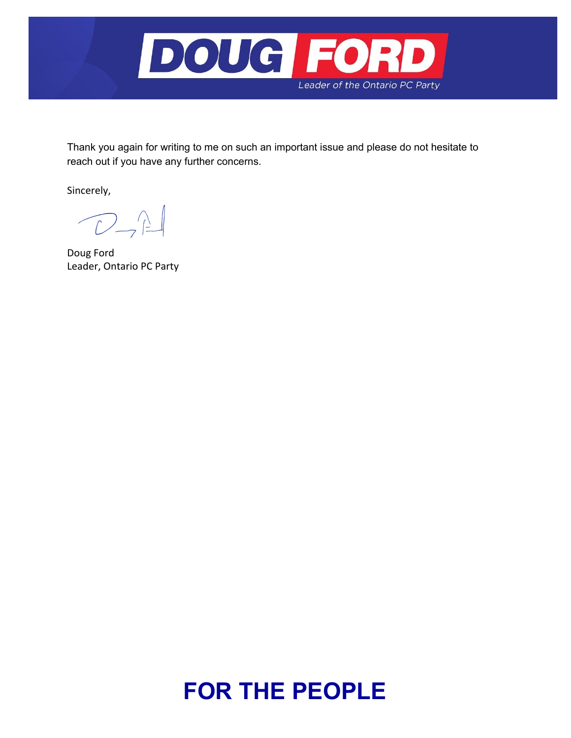DOUG FORD

*Leader of the Ontario PC Party*

Thank you again for writing to me on such an important issue and please do not hesitate to reach out if you have any further concerns.

Sincerely,

Doug Ford
Leader, Ontario PC Party

**FOR THE PEOPLE**